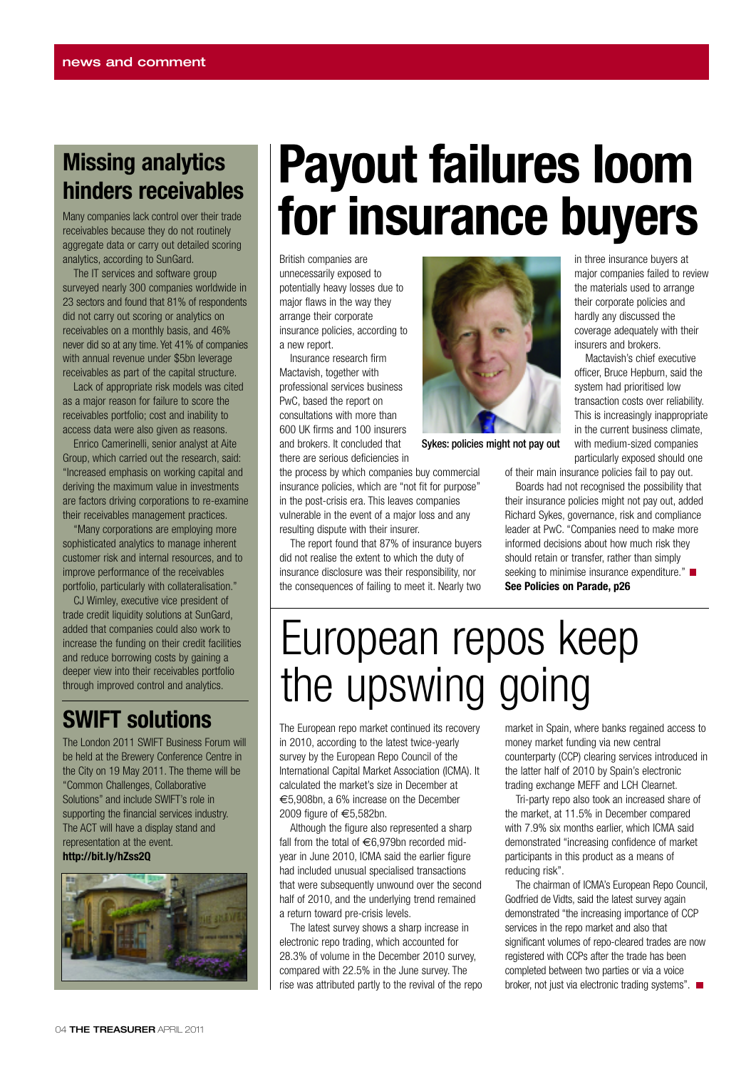# Payout failures loom for insurance buyers

British companies are unnecessarily exposed to potentially heavy losses due to major flaws in the way they arrange their corporate insurance policies, according to a new report.

Insurance research firm Mactavish, together with professional services business PwC, based the report on consultations with more than 600 UK firms and 100 insurers and brokers. It concluded that there are serious deficiencies in the process by which companies buy commercial insurance policies, which are "not fit for purpose" in the post-crisis era. This leaves companies vulnerable in the event of a major loss and any resulting dispute with their insurer.

The report found that 87% of insurance buyers did not realise the extent to which the duty of insurance disclosure was their responsibility, nor the consequences of failing to meet it. Nearly two in three insurance buyers at major companies failed to review the materials used to arrange their corporate policies and hardly any discussed the coverage adequately with their insurers and brokers.

Sykes: policies might not pay out

Mactavish's chief executive officer, Bruce Hepburn, said the system had prioritised low transaction costs over reliability. This is increasingly inappropriate in the current business climate, with medium-sized companies particularly exposed should one of their main insurance policies fail to pay out.

Boards had not recognised the possibility that their insurance policies might not pay out, added Richard Sykes, governance, risk and compliance leader at PwC. "Companies need to make more informed decisions about how much risk they should retain or transfer, rather than simply seeking to minimise insurance expenditure." ■

**See Policies on Parade, p26**

# European repos keep the upswing going

The European repo market continued its recovery in 2010, according to the latest twice-yearly survey by the European Repo Council of the International Capital Market Association (ICMA). It calculated the market's size in December at €5,908bn, a 6% increase on the December 2009 figure of €5,582bn.

Although the figure also represented a sharp fall from the total of €6,979bn recorded mid-year in June 2010, ICMA said the earlier figure had included unusual specialised transactions that were subsequently unwound over the second half of 2010, and the underlying trend remained a return toward pre-crisis levels.

The latest survey shows a sharp increase in electronic repo trading, which accounted for 28.3% of volume in the December 2010 survey, compared with 22.5% in the June survey. The rise was attributed partly to the revival of the repo market in Spain, where banks regained access to money market funding via new central counterparty (CCP) clearing services introduced in the latter half of 2010 by Spain's electronic trading exchange MEFF and LCH Clearnet.

Tri-party repo also took an increased share of the market, at 11.5% in December compared with 7.9% six months earlier, which ICMA said demonstrated "increasing confidence of market participants in this product as a means of reducing risk".

The chairman of ICMA's European Repo Council, Godfried de Vidts, said the latest survey again demonstrated "the increasing importance of CCP services in the repo market and also that significant volumes of repo-cleared trades are now registered with CCPs after the trade has been completed between two parties or via a voice broker, not just via electronic trading systems". ■

## Missing analytics hinders receivables

Many companies lack control over their trade receivables because they do not routinely aggregate data or carry out detailed scoring analytics, according to SunGard.

The IT services and software group surveyed nearly 300 companies worldwide in 23 sectors and found that 81% of respondents did not carry out scoring or analytics on receivables on a monthly basis, and 46% never did so at any time. Yet 41% of companies with annual revenue under $5bn leverage receivables as part of the capital structure.

Lack of appropriate risk models was cited as a major reason for failure to score the receivables portfolio; cost and inability to access data were also given as reasons.

Enrico Camerinelli, senior analyst at Aite Group, which carried out the research, said: "Increased emphasis on working capital and deriving the maximum value in investments are factors driving corporations to re-examine their receivables management practices.

"Many corporations are employing more sophisticated analytics to manage inherent customer risk and internal resources, and to improve performance of the receivables portfolio, particularly with collateralisation."

CJ Wimley, executive vice president of trade credit liquidity solutions at SunGard, added that companies could also work to increase the funding on their credit facilities and reduce borrowing costs by gaining a deeper view into their receivables portfolio through improved control and analytics.

## SWIFT solutions

The London 2011 SWIFT Business Forum will be held at the Brewery Conference Centre in the City on 19 May 2011. The theme will be "Common Challenges, Collaborative Solutions" and include SWIFT's role in supporting the financial services industry. The ACT will have a display stand and representation at the event.

**http://bit.ly/hZss2Q**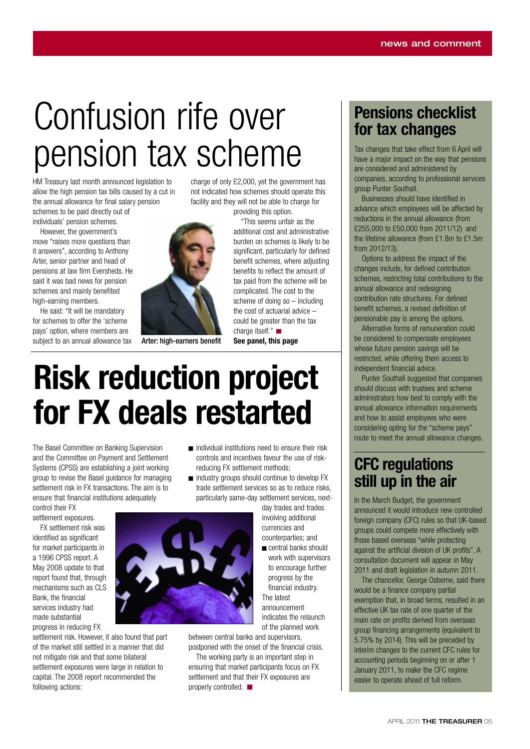# Confusion rife over pension tax scheme

HM Treasury last month announced legislation to allow the high pension tax bills caused by a cut in the annual allowance for final salary pension schemes to be paid directly out of individuals' pension schemes.

However, the government's move "raises more questions than it answers", according to Anthony Arter, senior partner and head of pensions at law firm Eversheds. He said it was bad news for pension schemes and mainly benefited high-earning members.

He said: "It will be mandatory for schemes to offer the 'scheme pays' option, where members are subject to an annual allowance tax charge of only £2,000, yet the government has not indicated how schemes should operate this facility and they will not be able to charge for providing this option.

"This seems unfair as the additional cost and administrative burden on schemes is likely to be significant, particularly for defined benefit schemes, where adjusting benefits to reflect the amount of tax paid from the scheme will be complicated. The cost to the scheme of doing so – including the cost of actuarial advice – could be greater than the tax charge itself." ■

Arter: high-earners benefit

**See panel, this page**

# Risk reduction project for FX deals restarted

The Basel Committee on Banking Supervision and the Committee on Payment and Settlement Systems (CPSS) are establishing a joint working group to revise the Basel guidance for managing settlement risk in FX transactions. The aim is to ensure that financial institutions adequately control their FX settlement exposures.

FX settlement risk was identified as significant for market participants in a 1996 CPSS report. A May 2008 update to that report found that, through mechanisms such as CLS Bank, the financial services industry had made substantial progress in reducing FX settlement risk. However, it also found that part of the market still settled in a manner that did not mitigate risk and that some bilateral settlement exposures were large in relation to capital. The 2008 report recommended the following actions:

- individual institutions need to ensure their risk controls and incentives favour the use of risk-reducing FX settlement methods;
- industry groups should continue to develop FX trade settlement services so as to reduce risks, particularly same-day settlement services, next-day trades and trades involving additional currencies and counterparties; and
- central banks should work with supervisors to encourage further progress by the financial industry.

The latest announcement indicates the relaunch of the planned work between central banks and supervisors, postponed with the onset of the financial crisis.

The working party is an important step in ensuring that market participants focus on FX settlement and that their FX exposures are properly controlled. ■

## Pensions checklist for tax changes

Tax changes that take effect from 6 April will have a major impact on the way that pensions are considered and administered by companies, according to professional services group Punter Southall.

Businesses should have identified in advance which employees will be affected by reductions in the annual allowance (from £255,000 to £50,000 from 2011/12) and the lifetime allowance (from £1.8m to £1.5m from 2012/13).

Options to address the impact of the changes include, for defined contribution schemes, restricting total contributions to the annual allowance and redesigning contribution rate structures. For defined benefit schemes, a revised definition of pensionable pay is among the options.

Alternative forms of remuneration could be considered to compensate employees whose future pension savings will be restricted, while offering them access to independent financial advice.

Punter Southall suggested that companies should discuss with trustees and scheme administrators how best to comply with the annual allowance information requirements and how to assist employees who were considering opting for the "scheme pays" route to meet the annual allowance changes.

## CFC regulations still up in the air

In the March Budget, the government announced it would introduce new controlled foreign company (CFC) rules so that UK-based groups could compete more effectively with those based overseas "while protecting against the artificial division of UK profits". A consultation document will appear in May 2011 and draft legislation in autumn 2011.

The chancellor, George Osborne, said there would be a finance company partial exemption that, in broad terms, resulted in an effective UK tax rate of one quarter of the main rate on profits derived from overseas group financing arrangements (equivalent to 5.75% by 2014). This will be preceded by interim changes to the current CFC rules for accounting periods beginning on or after 1 January 2011, to make the CFC regime easier to operate ahead of full reform.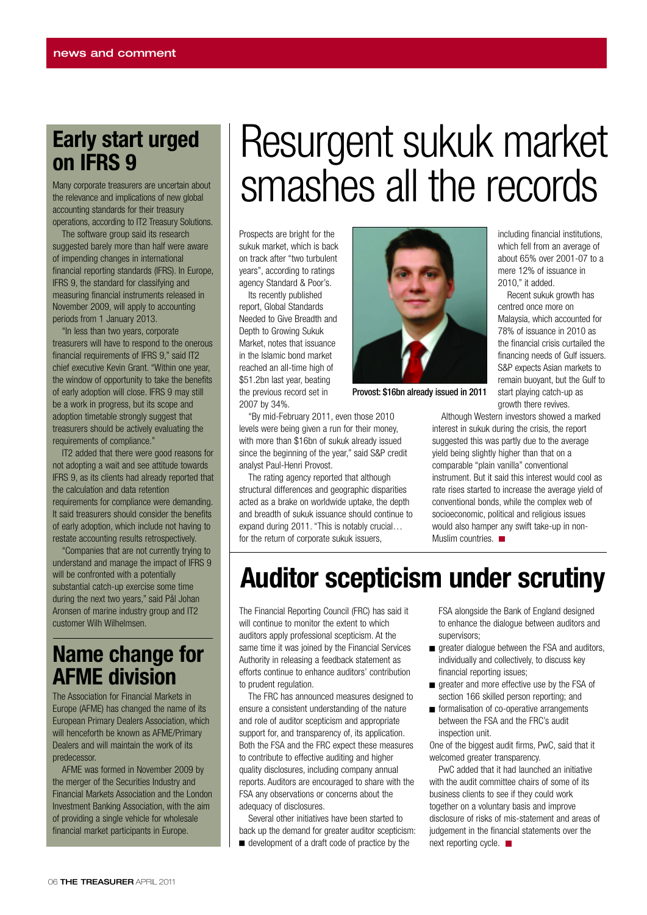## Early start urged on IFRS 9

Many corporate treasurers are uncertain about the relevance and implications of new global accounting standards for their treasury operations, according to IT2 Treasury Solutions.

The software group said its research suggested barely more than half were aware of impending changes in international financial reporting standards (IFRS). In Europe, IFRS 9, the standard for classifying and measuring financial instruments released in November 2009, will apply to accounting periods from 1 January 2013.

"In less than two years, corporate treasurers will have to respond to the onerous financial requirements of IFRS 9," said IT2 chief executive Kevin Grant. "Within one year, the window of opportunity to take the benefits of early adoption will close. IFRS 9 may still be a work in progress, but its scope and adoption timetable strongly suggest that treasurers should be actively evaluating the requirements of compliance."

IT2 added that there were good reasons for not adopting a wait and see attitude towards IFRS 9, as its clients had already reported that the calculation and data retention requirements for compliance were demanding. It said treasurers should consider the benefits of early adoption, which include not having to restate accounting results retrospectively.

"Companies that are not currently trying to understand and manage the impact of IFRS 9 will be confronted with a potentially substantial catch-up exercise some time during the next two years," said Pål Johan Aronsen of marine industry group and IT2 customer Wilh Wilhelmsen.

## Name change for AFME division

The Association for Financial Markets in Europe (AFME) has changed the name of its European Primary Dealers Association, which will henceforth be known as AFME/Primary Dealers and will maintain the work of its predecessor.

AFME was formed in November 2009 by the merger of the Securities Industry and Financial Markets Association and the London Investment Banking Association, with the aim of providing a single vehicle for wholesale financial market participants in Europe.

# Resurgent sukuk market smashes all the records

Prospects are bright for the sukuk market, which is back on track after "two turbulent years", according to ratings agency Standard & Poor's.

Its recently published report, Global Standards Needed to Give Breadth and Depth to Growing Sukuk Market, notes that issuance in the Islamic bond market reached an all-time high of $51.2bn last year, beating the previous record set in 2007 by 34%.

"By mid-February 2011, even those 2010 levels were being given a run for their money, with more than $16bn of sukuk already issued since the beginning of the year," said S&P credit analyst Paul-Henri Provost.

Provost: $16bn already issued in 2011

The rating agency reported that although structural differences and geographic disparities acted as a brake on worldwide uptake, the depth and breadth of sukuk issuance should continue to expand during 2011. "This is notably crucial… for the return of corporate sukuk issuers, including financial institutions, which fell from an average of about 65% over 2001-07 to a mere 12% of issuance in 2010," it added.

Recent sukuk growth has centred once more on Malaysia, which accounted for 78% of issuance in 2010 as the financial crisis curtailed the financing needs of Gulf issuers. S&P expects Asian markets to remain buoyant, but the Gulf to start playing catch-up as growth there revives.

Although Western investors showed a marked interest in sukuk during the crisis, the report suggested this was partly due to the average yield being slightly higher than that on a comparable "plain vanilla" conventional instrument. But it said this interest would cool as rate rises started to increase the average yield of conventional bonds, while the complex web of socioeconomic, political and religious issues would also hamper any swift take-up in non-Muslim countries.

# Auditor scepticism under scrutiny

The Financial Reporting Council (FRC) has said it will continue to monitor the extent to which auditors apply professional scepticism. At the same time it was joined by the Financial Services Authority in releasing a feedback statement as efforts continue to enhance auditors' contribution to prudent regulation.

The FRC has announced measures designed to ensure a consistent understanding of the nature and role of auditor scepticism and appropriate support for, and transparency of, its application. Both the FSA and the FRC expect these measures to contribute to effective auditing and higher quality disclosures, including company annual reports. Auditors are encouraged to share with the FSA any observations or concerns about the adequacy of disclosures.

Several other initiatives have been started to back up the demand for greater auditor scepticism:

- development of a draft code of practice by the FSA alongside the Bank of England designed to enhance the dialogue between auditors and supervisors;
- greater dialogue between the FSA and auditors, individually and collectively, to discuss key financial reporting issues;
- greater and more effective use by the FSA of section 166 skilled person reporting; and
- formalisation of co-operative arrangements between the FSA and the FRC's audit inspection unit.

One of the biggest audit firms, PwC, said that it welcomed greater transparency.

PwC added that it had launched an initiative with the audit committee chairs of some of its business clients to see if they could work together on a voluntary basis and improve disclosure of risks of mis-statement and areas of judgement in the financial statements over the next reporting cycle.